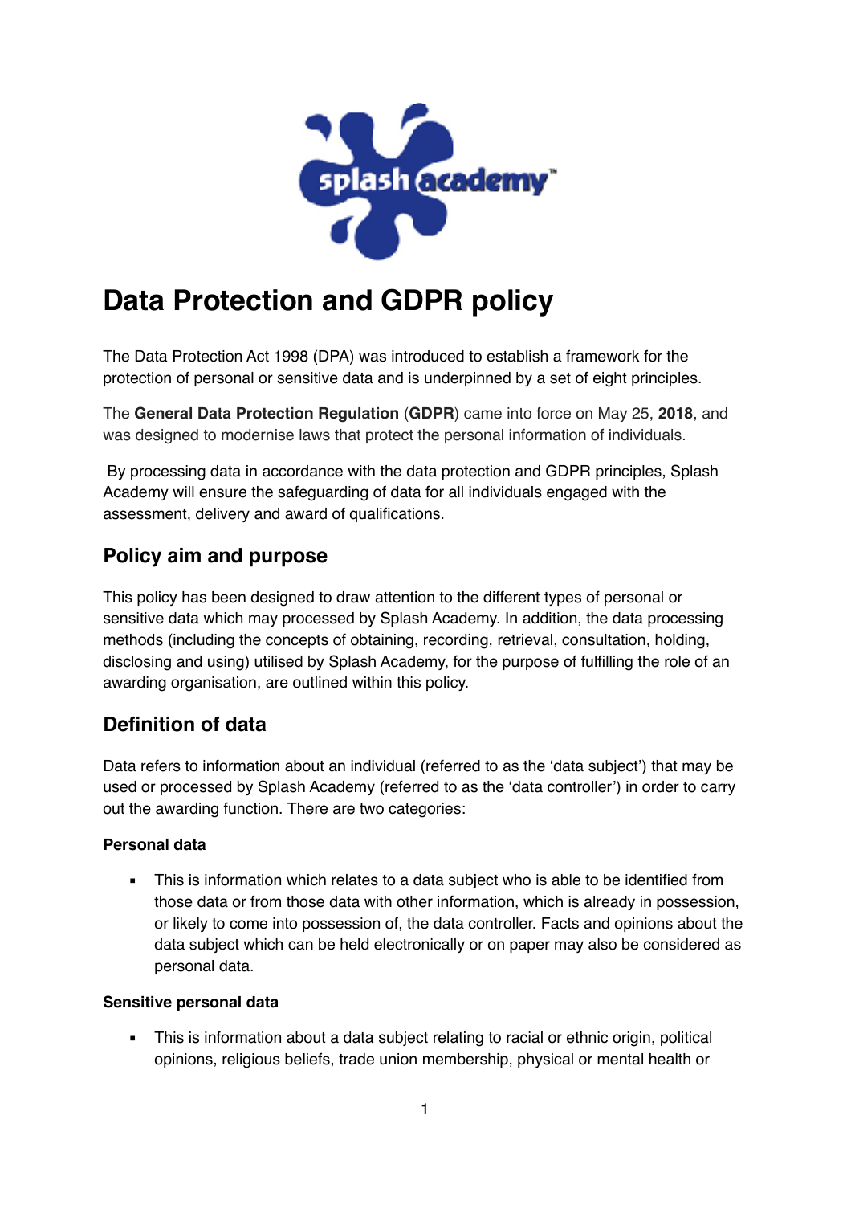# Data Protection and GDPR policy

The Data Protection Act 1998 (DPA) was introduced to establish a framework for the protection of personal or sensitive data and is underpinned by a set of eight principles.

The **General Data Protection Regulation** (**GDPR**) came into force on May 25, **2018**, and was designed to modernise laws that protect the personal information of individuals.

By processing data in accordance with the data protection and GDPR principles, Splash Academy will ensure the safeguarding of data for all individuals engaged with the assessment, delivery and award of qualifications.

## Policy aim and purpose

This policy has been designed to draw attention to the different types of personal or sensitive data which may processed by Splash Academy. In addition, the data processing methods (including the concepts of obtaining, recording, retrieval, consultation, holding, disclosing and using) utilised by Splash Academy, for the purpose of fulfilling the role of an awarding organisation, are outlined within this policy.

## Definition of data

Data refers to information about an individual (referred to as the 'data subject') that may be used or processed by Splash Academy (referred to as the 'data controller') in order to carry out the awarding function. There are two categories:

**Personal data**

- This is information which relates to a data subject who is able to be identified from those data or from those data with other information, which is already in possession, or likely to come into possession of, the data controller. Facts and opinions about the data subject which can be held electronically or on paper may also be considered as personal data.

**Sensitive personal data**

- This is information about a data subject relating to racial or ethnic origin, political opinions, religious beliefs, trade union membership, physical or mental health or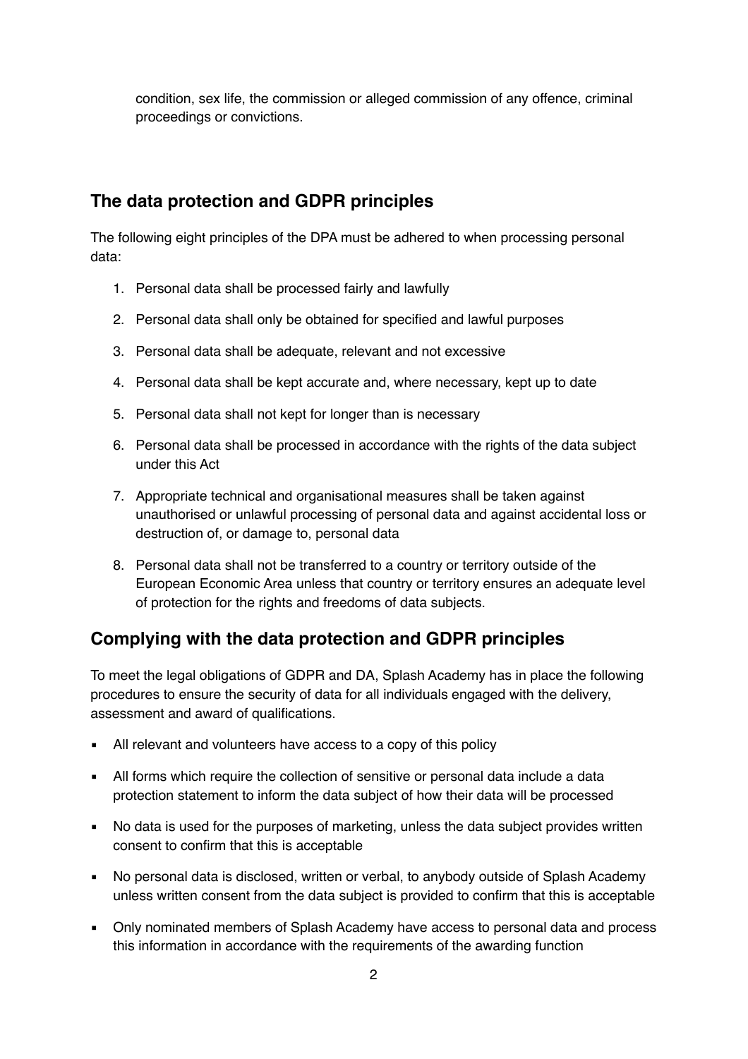condition, sex life, the commission or alleged commission of any offence, criminal proceedings or convictions.

## The data protection and GDPR principles

The following eight principles of the DPA must be adhered to when processing personal data:

1. Personal data shall be processed fairly and lawfully
2. Personal data shall only be obtained for specified and lawful purposes
3. Personal data shall be adequate, relevant and not excessive
4. Personal data shall be kept accurate and, where necessary, kept up to date
5. Personal data shall not kept for longer than is necessary
6. Personal data shall be processed in accordance with the rights of the data subject under this Act
7. Appropriate technical and organisational measures shall be taken against unauthorised or unlawful processing of personal data and against accidental loss or destruction of, or damage to, personal data
8. Personal data shall not be transferred to a country or territory outside of the European Economic Area unless that country or territory ensures an adequate level of protection for the rights and freedoms of data subjects.

## Complying with the data protection and GDPR principles

To meet the legal obligations of GDPR and DA, Splash Academy has in place the following procedures to ensure the security of data for all individuals engaged with the delivery, assessment and award of qualifications.

- All relevant and volunteers have access to a copy of this policy
- All forms which require the collection of sensitive or personal data include a data protection statement to inform the data subject of how their data will be processed
- No data is used for the purposes of marketing, unless the data subject provides written consent to confirm that this is acceptable
- No personal data is disclosed, written or verbal, to anybody outside of Splash Academy unless written consent from the data subject is provided to confirm that this is acceptable
- Only nominated members of Splash Academy have access to personal data and process this information in accordance with the requirements of the awarding function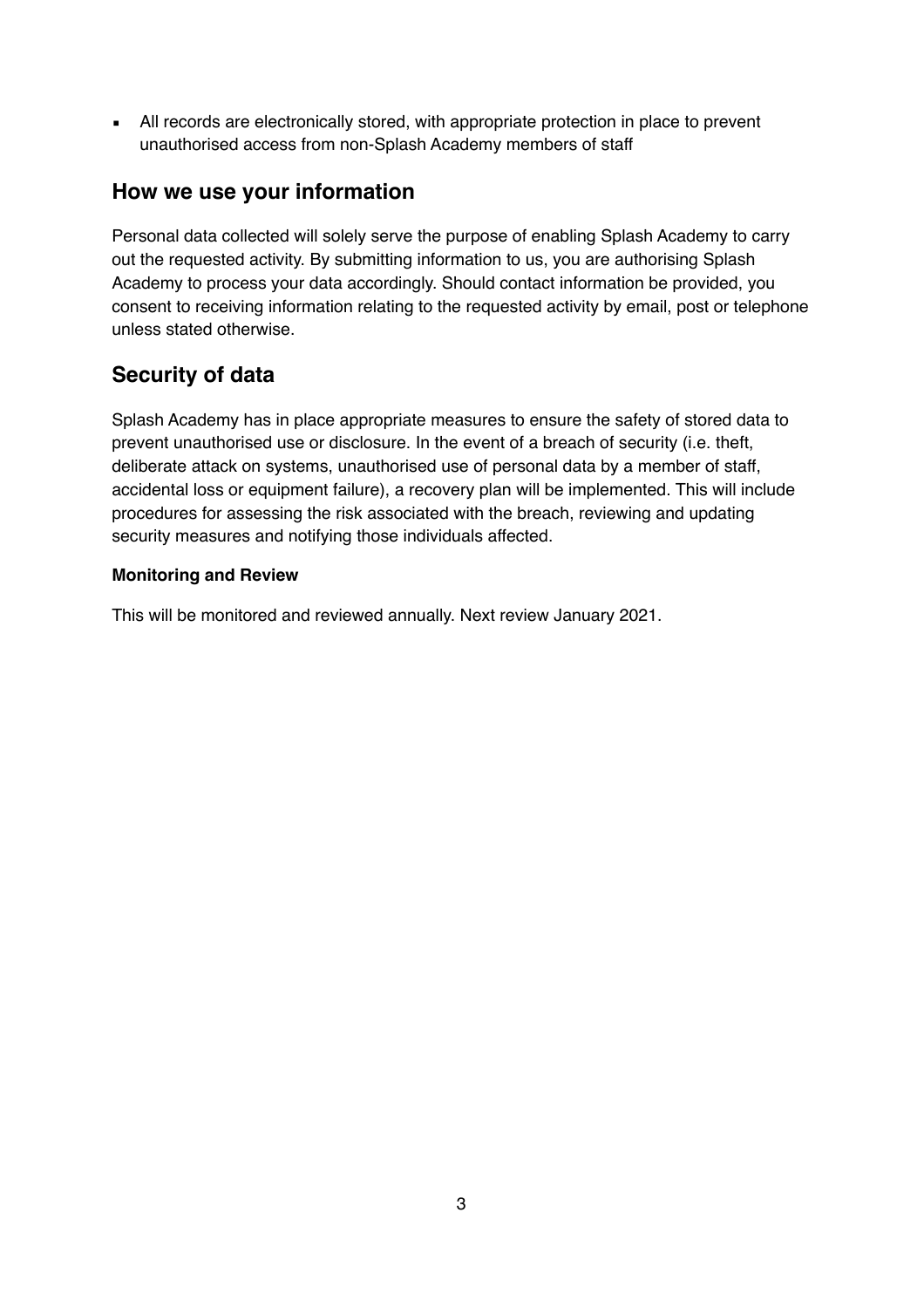- All records are electronically stored, with appropriate protection in place to prevent unauthorised access from non-Splash Academy members of staff

## How we use your information

Personal data collected will solely serve the purpose of enabling Splash Academy to carry out the requested activity. By submitting information to us, you are authorising Splash Academy to process your data accordingly. Should contact information be provided, you consent to receiving information relating to the requested activity by email, post or telephone unless stated otherwise.

## Security of data

Splash Academy has in place appropriate measures to ensure the safety of stored data to prevent unauthorised use or disclosure. In the event of a breach of security (i.e. theft, deliberate attack on systems, unauthorised use of personal data by a member of staff, accidental loss or equipment failure), a recovery plan will be implemented. This will include procedures for assessing the risk associated with the breach, reviewing and updating security measures and notifying those individuals affected.

**Monitoring and Review**

This will be monitored and reviewed annually. Next review January 2021.